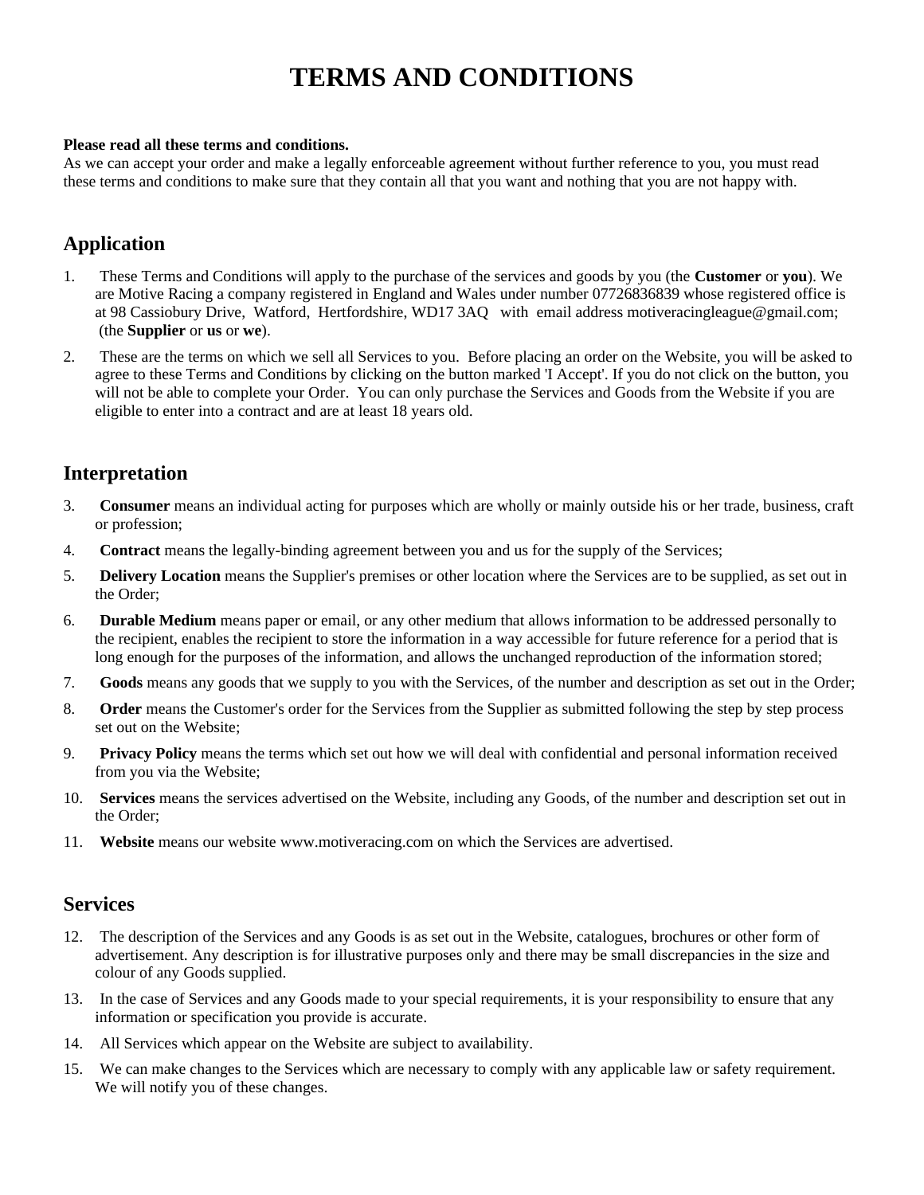# TERMS AND CONDITIONS

**Please read all these terms and conditions.**
As we can accept your order and make a legally enforceable agreement without further reference to you, you must read these terms and conditions to make sure that they contain all that you want and nothing that you are not happy with.

## Application

1. These Terms and Conditions will apply to the purchase of the services and goods by you (the **Customer** or **you**). We are Motive Racing a company registered in England and Wales under number 07726836839 whose registered office is at 98 Cassiobury Drive, Watford, Hertfordshire, WD17 3AQ with email address motiveracingleague@gmail.com; (the **Supplier** or **us** or **we**).
2. These are the terms on which we sell all Services to you. Before placing an order on the Website, you will be asked to agree to these Terms and Conditions by clicking on the button marked 'I Accept'. If you do not click on the button, you will not be able to complete your Order. You can only purchase the Services and Goods from the Website if you are eligible to enter into a contract and are at least 18 years old.

## Interpretation

3. **Consumer** means an individual acting for purposes which are wholly or mainly outside his or her trade, business, craft or profession;
4. **Contract** means the legally-binding agreement between you and us for the supply of the Services;
5. **Delivery Location** means the Supplier's premises or other location where the Services are to be supplied, as set out in the Order;
6. **Durable Medium** means paper or email, or any other medium that allows information to be addressed personally to the recipient, enables the recipient to store the information in a way accessible for future reference for a period that is long enough for the purposes of the information, and allows the unchanged reproduction of the information stored;
7. **Goods** means any goods that we supply to you with the Services, of the number and description as set out in the Order;
8. **Order** means the Customer's order for the Services from the Supplier as submitted following the step by step process set out on the Website;
9. **Privacy Policy** means the terms which set out how we will deal with confidential and personal information received from you via the Website;
10. **Services** means the services advertised on the Website, including any Goods, of the number and description set out in the Order;
11. **Website** means our website www.motiveracing.com on which the Services are advertised.

## Services

12. The description of the Services and any Goods is as set out in the Website, catalogues, brochures or other form of advertisement. Any description is for illustrative purposes only and there may be small discrepancies in the size and colour of any Goods supplied.
13. In the case of Services and any Goods made to your special requirements, it is your responsibility to ensure that any information or specification you provide is accurate.
14. All Services which appear on the Website are subject to availability.
15. We can make changes to the Services which are necessary to comply with any applicable law or safety requirement. We will notify you of these changes.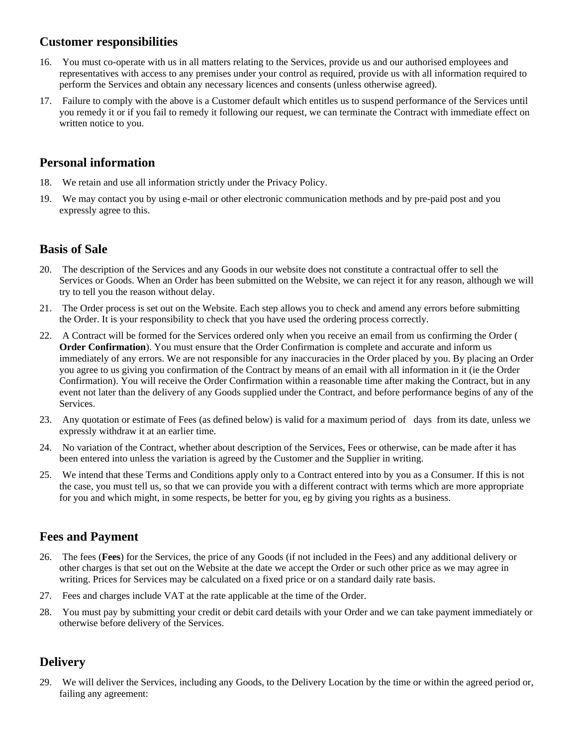## Customer responsibilities

16. You must co-operate with us in all matters relating to the Services, provide us and our authorised employees and representatives with access to any premises under your control as required, provide us with all information required to perform the Services and obtain any necessary licences and consents (unless otherwise agreed).
17. Failure to comply with the above is a Customer default which entitles us to suspend performance of the Services until you remedy it or if you fail to remedy it following our request, we can terminate the Contract with immediate effect on written notice to you.

## Personal information

18. We retain and use all information strictly under the Privacy Policy.
19. We may contact you by using e-mail or other electronic communication methods and by pre-paid post and you expressly agree to this.

## Basis of Sale

20. The description of the Services and any Goods in our website does not constitute a contractual offer to sell the Services or Goods. When an Order has been submitted on the Website, we can reject it for any reason, although we will try to tell you the reason without delay.
21. The Order process is set out on the Website. Each step allows you to check and amend any errors before submitting the Order. It is your responsibility to check that you have used the ordering process correctly.
22. A Contract will be formed for the Services ordered only when you receive an email from us confirming the Order (**Order Confirmation**). You must ensure that the Order Confirmation is complete and accurate and inform us immediately of any errors. We are not responsible for any inaccuracies in the Order placed by you. By placing an Order you agree to us giving you confirmation of the Contract by means of an email with all information in it (ie the Order Confirmation). You will receive the Order Confirmation within a reasonable time after making the Contract, but in any event not later than the delivery of any Goods supplied under the Contract, and before performance begins of any of the Services.
23. Any quotation or estimate of Fees (as defined below) is valid for a maximum period of days from its date, unless we expressly withdraw it at an earlier time.
24. No variation of the Contract, whether about description of the Services, Fees or otherwise, can be made after it has been entered into unless the variation is agreed by the Customer and the Supplier in writing.
25. We intend that these Terms and Conditions apply only to a Contract entered into by you as a Consumer. If this is not the case, you must tell us, so that we can provide you with a different contract with terms which are more appropriate for you and which might, in some respects, be better for you, eg by giving you rights as a business.

## Fees and Payment

26. The fees (**Fees**) for the Services, the price of any Goods (if not included in the Fees) and any additional delivery or other charges is that set out on the Website at the date we accept the Order or such other price as we may agree in writing. Prices for Services may be calculated on a fixed price or on a standard daily rate basis.
27. Fees and charges include VAT at the rate applicable at the time of the Order.
28. You must pay by submitting your credit or debit card details with your Order and we can take payment immediately or otherwise before delivery of the Services.

## Delivery

29. We will deliver the Services, including any Goods, to the Delivery Location by the time or within the agreed period or, failing any agreement: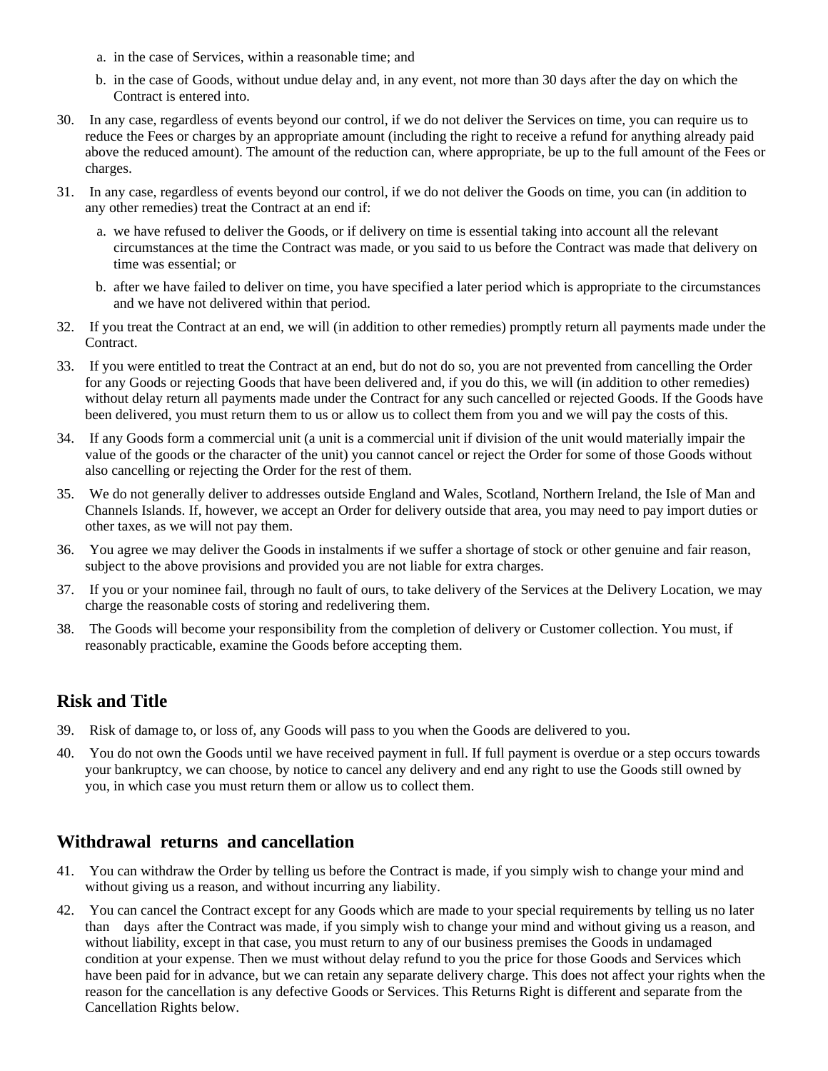a. in the case of Services, within a reasonable time; and

b. in the case of Goods, without undue delay and, in any event, not more than 30 days after the day on which the Contract is entered into.

30. In any case, regardless of events beyond our control, if we do not deliver the Services on time, you can require us to reduce the Fees or charges by an appropriate amount (including the right to receive a refund for anything already paid above the reduced amount). The amount of the reduction can, where appropriate, be up to the full amount of the Fees or charges.

31. In any case, regardless of events beyond our control, if we do not deliver the Goods on time, you can (in addition to any other remedies) treat the Contract at an end if:

    a. we have refused to deliver the Goods, or if delivery on time is essential taking into account all the relevant circumstances at the time the Contract was made, or you said to us before the Contract was made that delivery on time was essential; or

    b. after we have failed to deliver on time, you have specified a later period which is appropriate to the circumstances and we have not delivered within that period.

32. If you treat the Contract at an end, we will (in addition to other remedies) promptly return all payments made under the Contract.

33. If you were entitled to treat the Contract at an end, but do not do so, you are not prevented from cancelling the Order for any Goods or rejecting Goods that have been delivered and, if you do this, we will (in addition to other remedies) without delay return all payments made under the Contract for any such cancelled or rejected Goods. If the Goods have been delivered, you must return them to us or allow us to collect them from you and we will pay the costs of this.

34. If any Goods form a commercial unit (a unit is a commercial unit if division of the unit would materially impair the value of the goods or the character of the unit) you cannot cancel or reject the Order for some of those Goods without also cancelling or rejecting the Order for the rest of them.

35. We do not generally deliver to addresses outside England and Wales, Scotland, Northern Ireland, the Isle of Man and Channels Islands. If, however, we accept an Order for delivery outside that area, you may need to pay import duties or other taxes, as we will not pay them.

36. You agree we may deliver the Goods in instalments if we suffer a shortage of stock or other genuine and fair reason, subject to the above provisions and provided you are not liable for extra charges.

37. If you or your nominee fail, through no fault of ours, to take delivery of the Services at the Delivery Location, we may charge the reasonable costs of storing and redelivering them.

38. The Goods will become your responsibility from the completion of delivery or Customer collection. You must, if reasonably practicable, examine the Goods before accepting them.

## Risk and Title

39. Risk of damage to, or loss of, any Goods will pass to you when the Goods are delivered to you.

40. You do not own the Goods until we have received payment in full. If full payment is overdue or a step occurs towards your bankruptcy, we can choose, by notice to cancel any delivery and end any right to use the Goods still owned by you, in which case you must return them or allow us to collect them.

## Withdrawal returns and cancellation

41. You can withdraw the Order by telling us before the Contract is made, if you simply wish to change your mind and without giving us a reason, and without incurring any liability.

42. You can cancel the Contract except for any Goods which are made to your special requirements by telling us no later than days after the Contract was made, if you simply wish to change your mind and without giving us a reason, and without liability, except in that case, you must return to any of our business premises the Goods in undamaged condition at your expense. Then we must without delay refund to you the price for those Goods and Services which have been paid for in advance, but we can retain any separate delivery charge. This does not affect your rights when the reason for the cancellation is any defective Goods or Services. This Returns Right is different and separate from the Cancellation Rights below.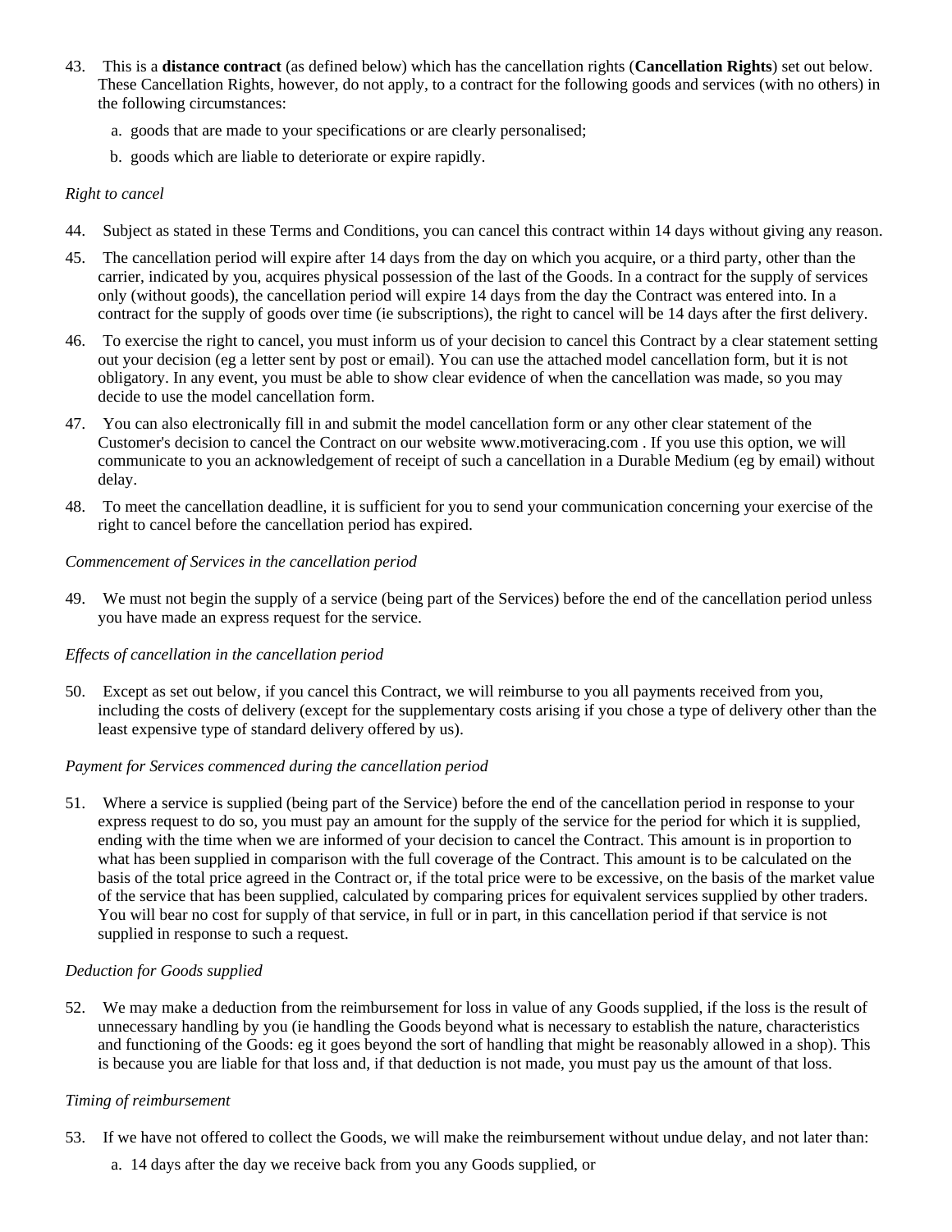43. This is a **distance contract** (as defined below) which has the cancellation rights (**Cancellation Rights**) set out below. These Cancellation Rights, however, do not apply, to a contract for the following goods and services (with no others) in the following circumstances:

    a. goods that are made to your specifications or are clearly personalised;

    b. goods which are liable to deteriorate or expire rapidly.

*Right to cancel*

44. Subject as stated in these Terms and Conditions, you can cancel this contract within 14 days without giving any reason.

45. The cancellation period will expire after 14 days from the day on which you acquire, or a third party, other than the carrier, indicated by you, acquires physical possession of the last of the Goods. In a contract for the supply of services only (without goods), the cancellation period will expire 14 days from the day the Contract was entered into. In a contract for the supply of goods over time (ie subscriptions), the right to cancel will be 14 days after the first delivery.

46. To exercise the right to cancel, you must inform us of your decision to cancel this Contract by a clear statement setting out your decision (eg a letter sent by post or email). You can use the attached model cancellation form, but it is not obligatory. In any event, you must be able to show clear evidence of when the cancellation was made, so you may decide to use the model cancellation form.

47. You can also electronically fill in and submit the model cancellation form or any other clear statement of the Customer's decision to cancel the Contract on our website www.motiveracing.com . If you use this option, we will communicate to you an acknowledgement of receipt of such a cancellation in a Durable Medium (eg by email) without delay.

48. To meet the cancellation deadline, it is sufficient for you to send your communication concerning your exercise of the right to cancel before the cancellation period has expired.

*Commencement of Services in the cancellation period*

49. We must not begin the supply of a service (being part of the Services) before the end of the cancellation period unless you have made an express request for the service.

*Effects of cancellation in the cancellation period*

50. Except as set out below, if you cancel this Contract, we will reimburse to you all payments received from you, including the costs of delivery (except for the supplementary costs arising if you chose a type of delivery other than the least expensive type of standard delivery offered by us).

*Payment for Services commenced during the cancellation period*

51. Where a service is supplied (being part of the Service) before the end of the cancellation period in response to your express request to do so, you must pay an amount for the supply of the service for the period for which it is supplied, ending with the time when we are informed of your decision to cancel the Contract. This amount is in proportion to what has been supplied in comparison with the full coverage of the Contract. This amount is to be calculated on the basis of the total price agreed in the Contract or, if the total price were to be excessive, on the basis of the market value of the service that has been supplied, calculated by comparing prices for equivalent services supplied by other traders. You will bear no cost for supply of that service, in full or in part, in this cancellation period if that service is not supplied in response to such a request.

*Deduction for Goods supplied*

52. We may make a deduction from the reimbursement for loss in value of any Goods supplied, if the loss is the result of unnecessary handling by you (ie handling the Goods beyond what is necessary to establish the nature, characteristics and functioning of the Goods: eg it goes beyond the sort of handling that might be reasonably allowed in a shop). This is because you are liable for that loss and, if that deduction is not made, you must pay us the amount of that loss.

*Timing of reimbursement*

53. If we have not offered to collect the Goods, we will make the reimbursement without undue delay, and not later than:

    a. 14 days after the day we receive back from you any Goods supplied, or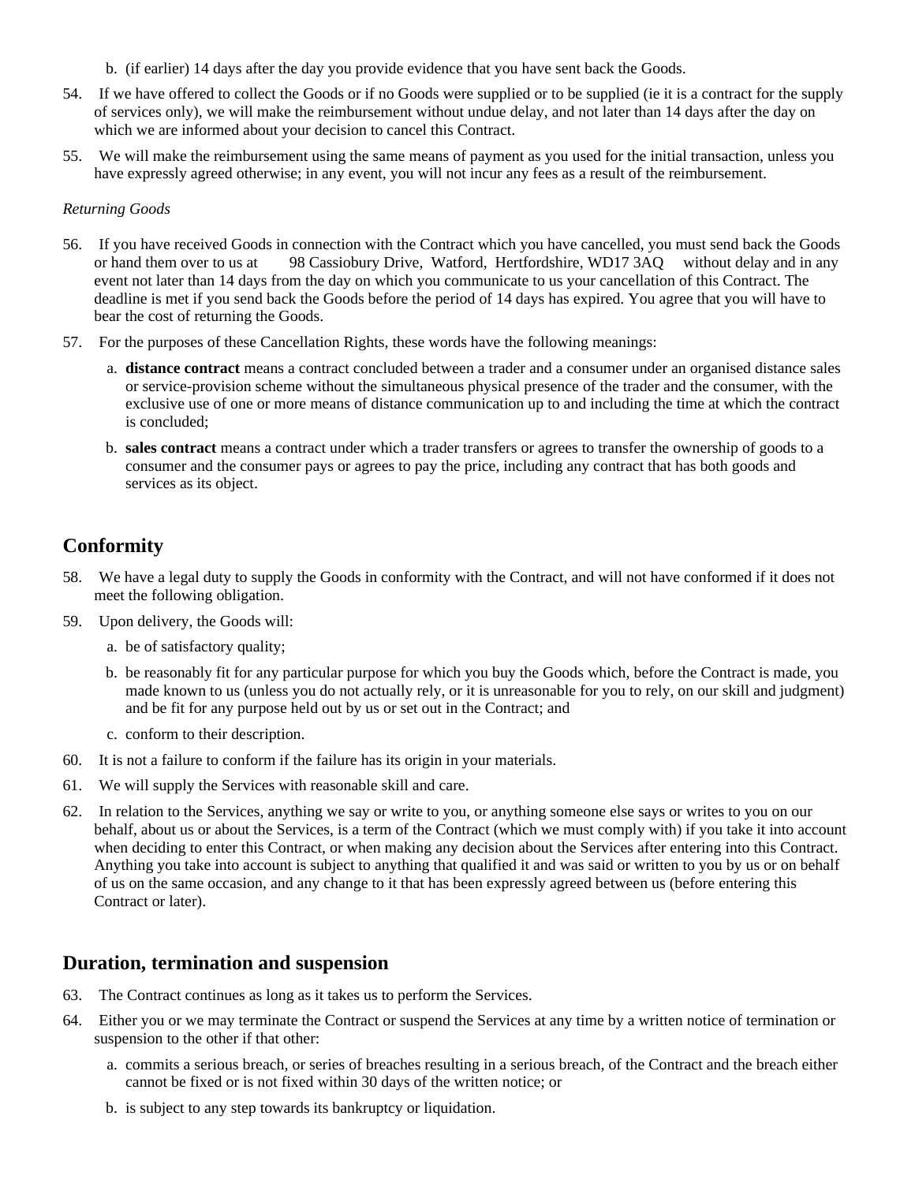b. (if earlier) 14 days after the day you provide evidence that you have sent back the Goods.

54. If we have offered to collect the Goods or if no Goods were supplied or to be supplied (ie it is a contract for the supply of services only), we will make the reimbursement without undue delay, and not later than 14 days after the day on which we are informed about your decision to cancel this Contract.

55. We will make the reimbursement using the same means of payment as you used for the initial transaction, unless you have expressly agreed otherwise; in any event, you will not incur any fees as a result of the reimbursement.

*Returning Goods*

56. If you have received Goods in connection with the Contract which you have cancelled, you must send back the Goods or hand them over to us at 98 Cassiobury Drive, Watford, Hertfordshire, WD17 3AQ without delay and in any event not later than 14 days from the day on which you communicate to us your cancellation of this Contract. The deadline is met if you send back the Goods before the period of 14 days has expired. You agree that you will have to bear the cost of returning the Goods.

57. For the purposes of these Cancellation Rights, these words have the following meanings:

   a. **distance contract** means a contract concluded between a trader and a consumer under an organised distance sales or service-provision scheme without the simultaneous physical presence of the trader and the consumer, with the exclusive use of one or more means of distance communication up to and including the time at which the contract is concluded;

   b. **sales contract** means a contract under which a trader transfers or agrees to transfer the ownership of goods to a consumer and the consumer pays or agrees to pay the price, including any contract that has both goods and services as its object.

## Conformity

58. We have a legal duty to supply the Goods in conformity with the Contract, and will not have conformed if it does not meet the following obligation.

59. Upon delivery, the Goods will:

   a. be of satisfactory quality;

   b. be reasonably fit for any particular purpose for which you buy the Goods which, before the Contract is made, you made known to us (unless you do not actually rely, or it is unreasonable for you to rely, on our skill and judgment) and be fit for any purpose held out by us or set out in the Contract; and

   c. conform to their description.

60. It is not a failure to conform if the failure has its origin in your materials.

61. We will supply the Services with reasonable skill and care.

62. In relation to the Services, anything we say or write to you, or anything someone else says or writes to you on our behalf, about us or about the Services, is a term of the Contract (which we must comply with) if you take it into account when deciding to enter this Contract, or when making any decision about the Services after entering into this Contract. Anything you take into account is subject to anything that qualified it and was said or written to you by us or on behalf of us on the same occasion, and any change to it that has been expressly agreed between us (before entering this Contract or later).

## Duration, termination and suspension

63. The Contract continues as long as it takes us to perform the Services.

64. Either you or we may terminate the Contract or suspend the Services at any time by a written notice of termination or suspension to the other if that other:

   a. commits a serious breach, or series of breaches resulting in a serious breach, of the Contract and the breach either cannot be fixed or is not fixed within 30 days of the written notice; or

   b. is subject to any step towards its bankruptcy or liquidation.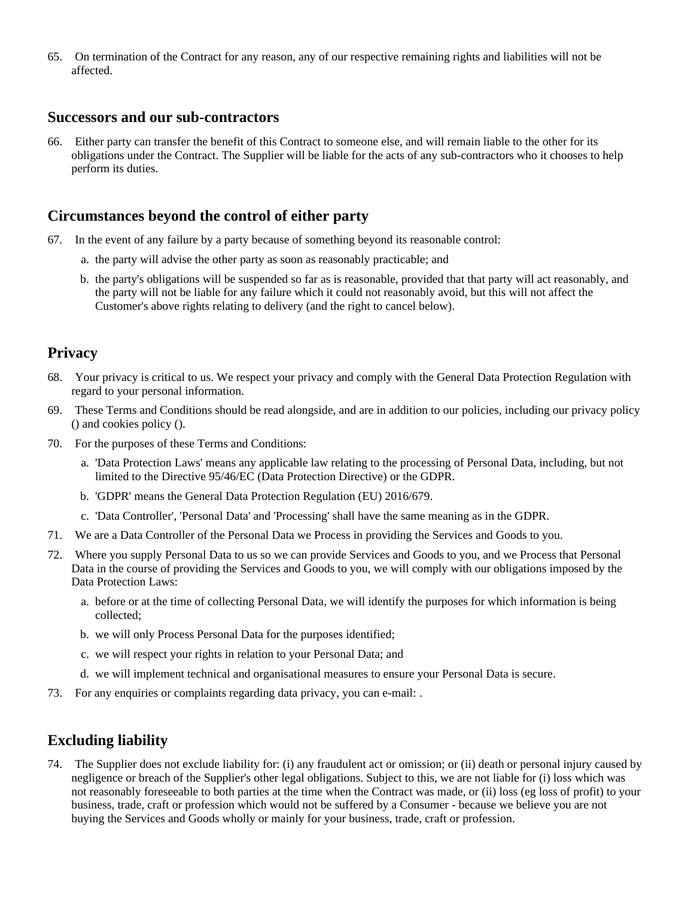65. On termination of the Contract for any reason, any of our respective remaining rights and liabilities will not be affected.

## Successors and our sub-contractors

66. Either party can transfer the benefit of this Contract to someone else, and will remain liable to the other for its obligations under the Contract. The Supplier will be liable for the acts of any sub-contractors who it chooses to help perform its duties.

## Circumstances beyond the control of either party

67. In the event of any failure by a party because of something beyond its reasonable control:

    a. the party will advise the other party as soon as reasonably practicable; and

    b. the party's obligations will be suspended so far as is reasonable, provided that that party will act reasonably, and the party will not be liable for any failure which it could not reasonably avoid, but this will not affect the Customer's above rights relating to delivery (and the right to cancel below).

## Privacy

68. Your privacy is critical to us. We respect your privacy and comply with the General Data Protection Regulation with regard to your personal information.

69. These Terms and Conditions should be read alongside, and are in addition to our policies, including our privacy policy () and cookies policy ().

70. For the purposes of these Terms and Conditions:

    a. 'Data Protection Laws' means any applicable law relating to the processing of Personal Data, including, but not limited to the Directive 95/46/EC (Data Protection Directive) or the GDPR.

    b. 'GDPR' means the General Data Protection Regulation (EU) 2016/679.

    c. 'Data Controller', 'Personal Data' and 'Processing' shall have the same meaning as in the GDPR.

71. We are a Data Controller of the Personal Data we Process in providing the Services and Goods to you.

72. Where you supply Personal Data to us so we can provide Services and Goods to you, and we Process that Personal Data in the course of providing the Services and Goods to you, we will comply with our obligations imposed by the Data Protection Laws:

    a. before or at the time of collecting Personal Data, we will identify the purposes for which information is being collected;

    b. we will only Process Personal Data for the purposes identified;

    c. we will respect your rights in relation to your Personal Data; and

    d. we will implement technical and organisational measures to ensure your Personal Data is secure.

73. For any enquiries or complaints regarding data privacy, you can e-mail: .

## Excluding liability

74. The Supplier does not exclude liability for: (i) any fraudulent act or omission; or (ii) death or personal injury caused by negligence or breach of the Supplier's other legal obligations. Subject to this, we are not liable for (i) loss which was not reasonably foreseeable to both parties at the time when the Contract was made, or (ii) loss (eg loss of profit) to your business, trade, craft or profession which would not be suffered by a Consumer - because we believe you are not buying the Services and Goods wholly or mainly for your business, trade, craft or profession.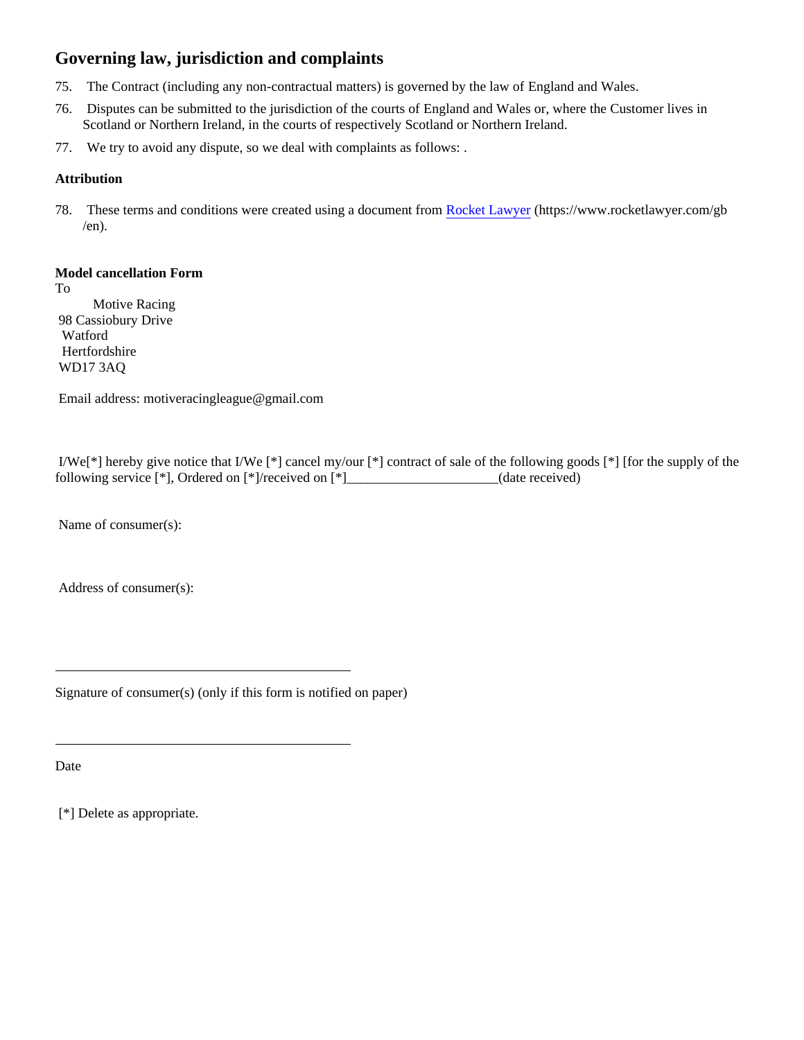## Governing law, jurisdiction and complaints

75. The Contract (including any non-contractual matters) is governed by the law of England and Wales.

76. Disputes can be submitted to the jurisdiction of the courts of England and Wales or, where the Customer lives in Scotland or Northern Ireland, in the courts of respectively Scotland or Northern Ireland.

77. We try to avoid any dispute, so we deal with complaints as follows: .

**Attribution**

78. These terms and conditions were created using a document from [Rocket Lawyer](https://www.rocketlawyer.com/gb/en) (https://www.rocketlawyer.com/gb/en).

**Model cancellation Form**

To

Motive Racing
98 Cassiobury Drive
Watford
Hertfordshire
WD17 3AQ

Email address: motiveracingleague@gmail.com

I/We[*] hereby give notice that I/We [*] cancel my/our [*] contract of sale of the following goods [*] [for the supply of the following service [*], Ordered on [*]/received on [*]______________________(date received)

Name of consumer(s):

Address of consumer(s):

_____________________________________________

Signature of consumer(s) (only if this form is notified on paper)

_____________________________________________

Date

[*] Delete as appropriate.